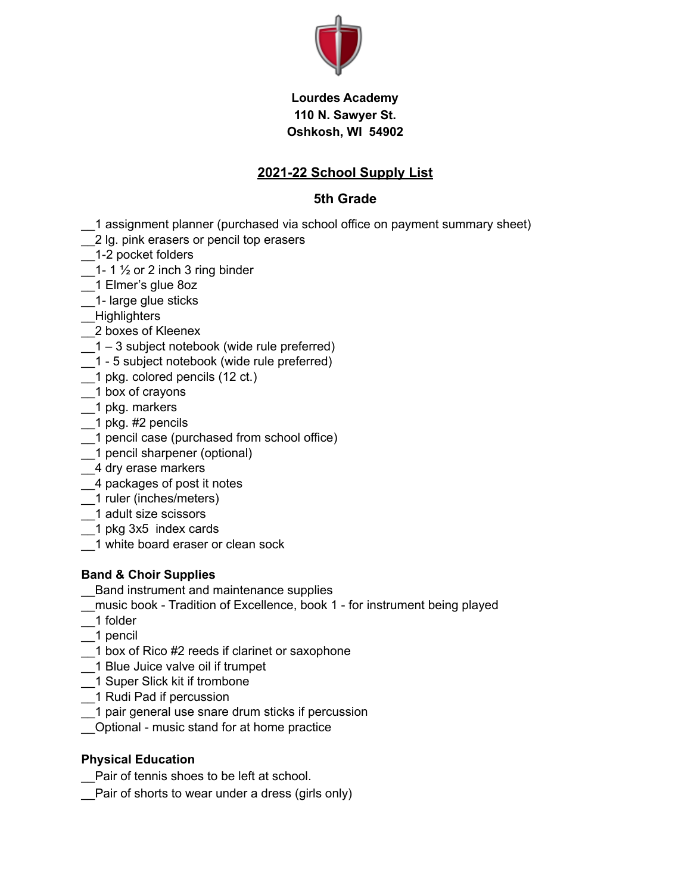**Lourdes Academy**
**110 N. Sawyer St.**
**Oshkosh, WI 54902**

## 2021-22 School Supply List

### 5th Grade

__1 assignment planner (purchased via school office on payment summary sheet)
__2 lg. pink erasers or pencil top erasers
__1-2 pocket folders
__1- 1 ½ or 2 inch 3 ring binder
__1 Elmer's glue 8oz
__1- large glue sticks
__Highlighters
__2 boxes of Kleenex
__1 – 3 subject notebook (wide rule preferred)
__1 - 5 subject notebook (wide rule preferred)
__1 pkg. colored pencils (12 ct.)
__1 box of crayons
__1 pkg. markers
__1 pkg. #2 pencils
__1 pencil case (purchased from school office)
__1 pencil sharpener (optional)
__4 dry erase markers
__4 packages of post it notes
__1 ruler (inches/meters)
__1 adult size scissors
__1 pkg 3x5 index cards
__1 white board eraser or clean sock

**Band & Choir Supplies**

__Band instrument and maintenance supplies
__music book - Tradition of Excellence, book 1 - for instrument being played
__1 folder
__1 pencil
__1 box of Rico #2 reeds if clarinet or saxophone
__1 Blue Juice valve oil if trumpet
__1 Super Slick kit if trombone
__1 Rudi Pad if percussion
__1 pair general use snare drum sticks if percussion
__Optional - music stand for at home practice

**Physical Education**

__Pair of tennis shoes to be left at school.
__Pair of shorts to wear under a dress (girls only)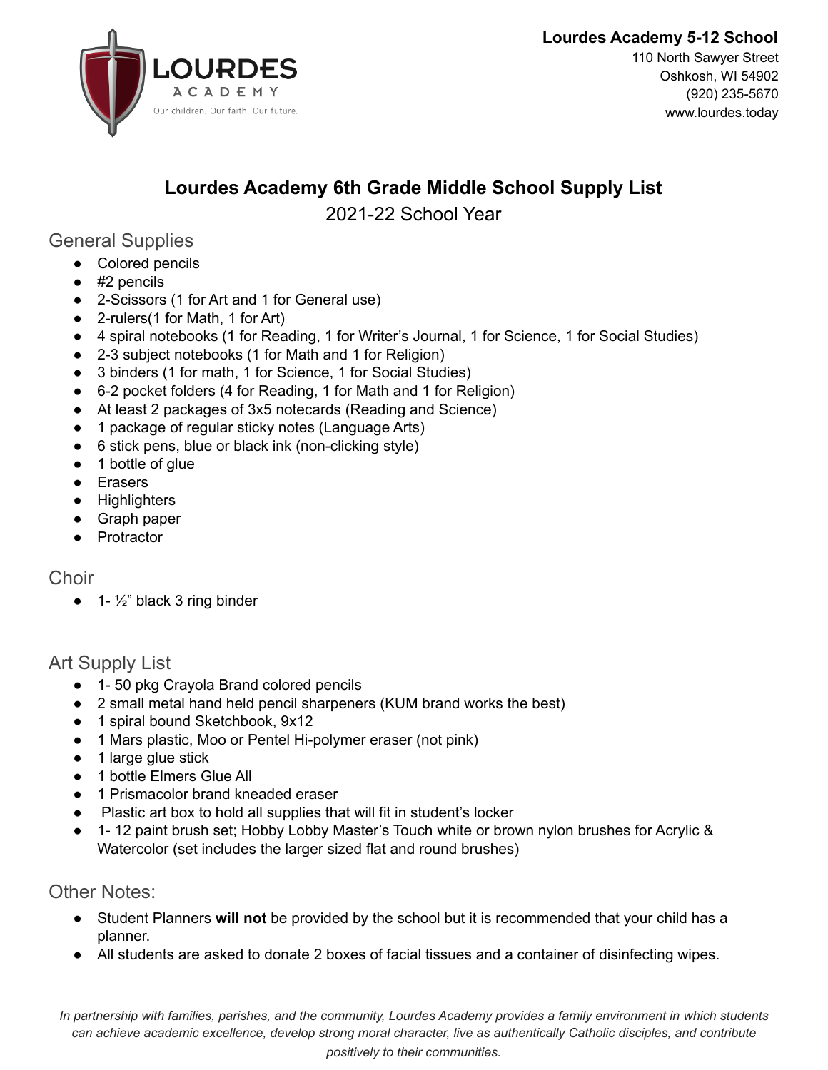**Lourdes Academy 5-12 School**
110 North Sawyer Street
Oshkosh, WI 54902
(920) 235-5670
www.lourdes.today

# Lourdes Academy 6th Grade Middle School Supply List

2021-22 School Year

## General Supplies

- Colored pencils
- #2 pencils
- 2-Scissors (1 for Art and 1 for General use)
- 2-rulers(1 for Math, 1 for Art)
- 4 spiral notebooks (1 for Reading, 1 for Writer's Journal, 1 for Science, 1 for Social Studies)
- 2-3 subject notebooks (1 for Math and 1 for Religion)
- 3 binders (1 for math, 1 for Science, 1 for Social Studies)
- 6-2 pocket folders (4 for Reading, 1 for Math and 1 for Religion)
- At least 2 packages of 3x5 notecards (Reading and Science)
- 1 package of regular sticky notes (Language Arts)
- 6 stick pens, blue or black ink (non-clicking style)
- 1 bottle of glue
- Erasers
- Highlighters
- Graph paper
- Protractor

## Choir

- 1- ½" black 3 ring binder

## Art Supply List

- 1- 50 pkg Crayola Brand colored pencils
- 2 small metal hand held pencil sharpeners (KUM brand works the best)
- 1 spiral bound Sketchbook, 9x12
- 1 Mars plastic, Moo or Pentel Hi-polymer eraser (not pink)
- 1 large glue stick
- 1 bottle Elmers Glue All
- 1 Prismacolor brand kneaded eraser
- Plastic art box to hold all supplies that will fit in student's locker
- 1- 12 paint brush set; Hobby Lobby Master's Touch white or brown nylon brushes for Acrylic & Watercolor (set includes the larger sized flat and round brushes)

## Other Notes:

- Student Planners **will not** be provided by the school but it is recommended that your child has a planner.
- All students are asked to donate 2 boxes of facial tissues and a container of disinfecting wipes.

*In partnership with families, parishes, and the community, Lourdes Academy provides a family environment in which students can achieve academic excellence, develop strong moral character, live as authentically Catholic disciples, and contribute positively to their communities.*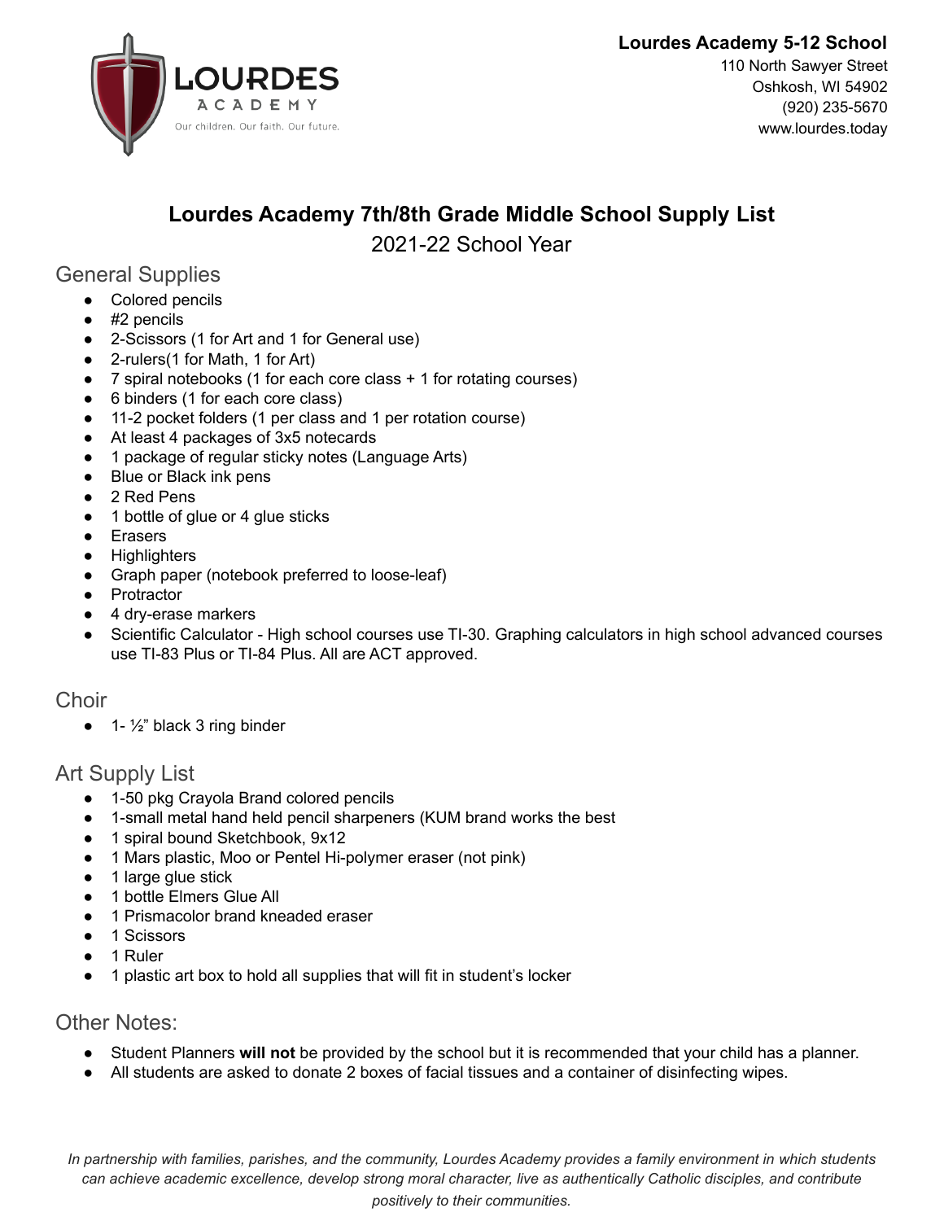LOURDES ACADEMY
Our children. Our faith. Our future.

**Lourdes Academy 5-12 School**
110 North Sawyer Street
Oshkosh, WI 54902
(920) 235-5670
www.lourdes.today

# Lourdes Academy 7th/8th Grade Middle School Supply List

2021-22 School Year

## General Supplies

- Colored pencils
- #2 pencils
- 2-Scissors (1 for Art and 1 for General use)
- 2-rulers(1 for Math, 1 for Art)
- 7 spiral notebooks (1 for each core class + 1 for rotating courses)
- 6 binders (1 for each core class)
- 11-2 pocket folders (1 per class and 1 per rotation course)
- At least 4 packages of 3x5 notecards
- 1 package of regular sticky notes (Language Arts)
- Blue or Black ink pens
- 2 Red Pens
- 1 bottle of glue or 4 glue sticks
- Erasers
- Highlighters
- Graph paper (notebook preferred to loose-leaf)
- Protractor
- 4 dry-erase markers
- Scientific Calculator - High school courses use TI-30. Graphing calculators in high school advanced courses use TI-83 Plus or TI-84 Plus. All are ACT approved.

## Choir

- 1- ½" black 3 ring binder

## Art Supply List

- 1-50 pkg Crayola Brand colored pencils
- 1-small metal hand held pencil sharpeners (KUM brand works the best
- 1 spiral bound Sketchbook, 9x12
- 1 Mars plastic, Moo or Pentel Hi-polymer eraser (not pink)
- 1 large glue stick
- 1 bottle Elmers Glue All
- 1 Prismacolor brand kneaded eraser
- 1 Scissors
- 1 Ruler
- 1 plastic art box to hold all supplies that will fit in student's locker

## Other Notes:

- Student Planners **will not** be provided by the school but it is recommended that your child has a planner.
- All students are asked to donate 2 boxes of facial tissues and a container of disinfecting wipes.

*In partnership with families, parishes, and the community, Lourdes Academy provides a family environment in which students can achieve academic excellence, develop strong moral character, live as authentically Catholic disciples, and contribute positively to their communities.*